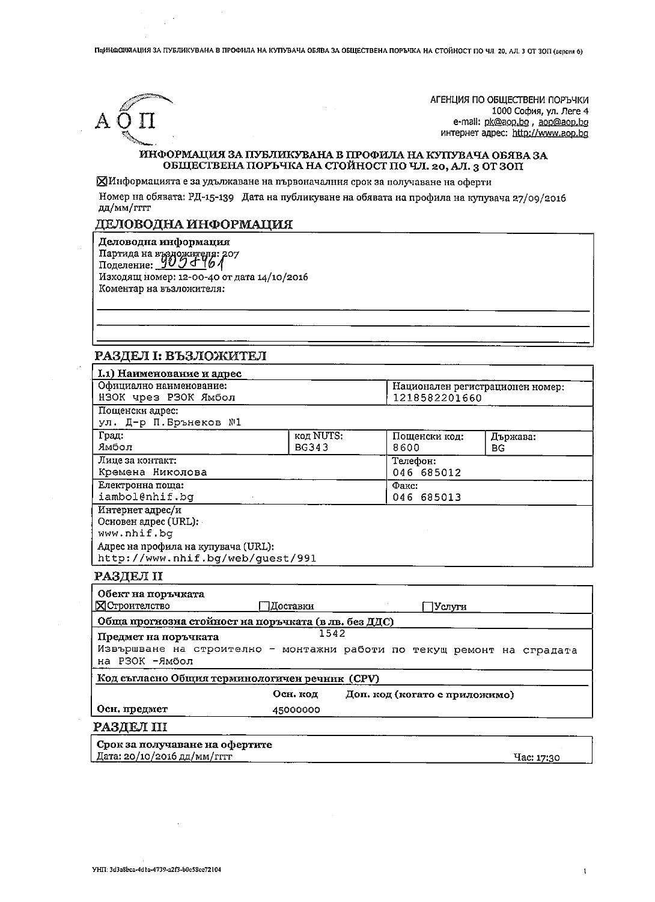АГЕНЦИЯ ПО ОБЩЕСТВЕНИ ПОРЪЧКИ
1000 София, ул. Леге 4
e-mail: pk@aop.bg , aop@aop.bg
интернет адрес: http://www.aop.bg

# ИНФОРМАЦИЯ ЗА ПУБЛИКУВАНА В ПРОФИЛА НА КУПУВАЧА ОБЯВА ЗА ОБЩЕСТВЕНА ПОРЪЧКА НА СТОЙНОСТ ПО ЧЛ. 20, АЛ. 3 ОТ ЗОП

☒Информацията е за удължаване на първоначалния срок за получаване на оферти

Номер на обявата: РД-15-139 Дата на публикуване на обявата на профила на купувача 27/09/2016 дд/мм/гггг

## ДЕЛОВОДНА ИНФОРМАЦИЯ

**Деловодна информация**
Партида на възложителя: 207
Поделение: 9058461
Изходящ номер: 12-00-40 от дата 14/10/2016
Коментар на възложителя:

## РАЗДЕЛ I: ВЪЗЛОЖИТЕЛ

**I.1) Наименование и адрес**

| Официално наименование: НЗОК чрез РЗОК Ямбол | | Национален регистрационен номер: 1218582201660 | |
|---|---|---|---|
| Пощенски адрес: ул. Д-р П.Брънеков №1 | | | |
| Град: Ямбол | код NUTS: BG343 | Пощенски код: 8600 | Държава: BG |
| Лице за контакт: Кремена Николова | | Телефон: 046 685012 | |
| Електронна поща: iambol@nhif.bg | | Факс: 046 685013 | |

Интернет адрес/и
Основен адрес (URL): www.nhif.bg
Адрес на профила на купувача (URL): http://www.nhif.bg/web/guest/991

## РАЗДЕЛ II

**Обект на поръчката**
☒Строителство ☐Доставки ☐Услуги

**Обща прогнозна стойност на поръчката (в лв. без ДДС)**
1542

**Предмет на поръчката**
Извършване на строително - монтажни работи по текущ ремонт на сградата на РЗОК -Ямбол

**Код съгласно Общия терминологичен речник (CPV)**

| | Осн. код | Доп. код (когато е приложимо) |
|---|---|---|
| Осн. предмет | 45000000 | |

## РАЗДЕЛ III

**Срок за получаване на офертите**
Дата: 20/10/2016 дд/мм/гггг Час: 17:30

УНП: 3d3a8bca-4d1a-4739-a2f3-b0e58cc72104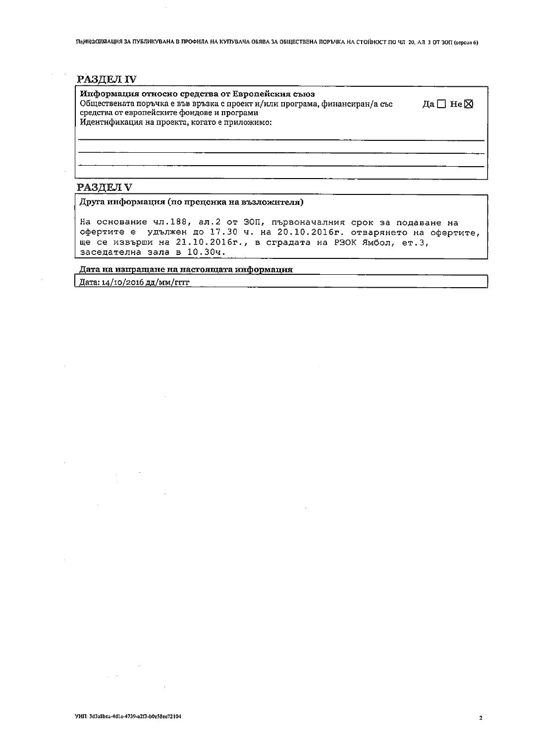## РАЗДЕЛ IV

**Информация относно средства от Европейския съюз**

Обществената поръчка е във връзка с проект и/или програма, финансиран/а със средства от европейските фондове и програми Да ☐ Не ☒

Идентификация на проекта, когато е приложимо:

## РАЗДЕЛ V

**Друга информация (по преценка на възложителя)**

На основание чл.188, ал.2 от ЗОП, първоначалния срок за подаване на офертите е удължен до 17.30 ч. на 20.10.2016г. отварянето на офертите, ще се извърши на 21.10.2016г., в сградата на РЗОК Ямбол, ет.3, заседателна зала в 10.30ч.

**Дата на изпращане на настоящата информация**

Дата: 14/10/2016 дд/мм/гггг

УНП: 3d3a8bca-4d1a-4739-a2f3-b0e58ee72104